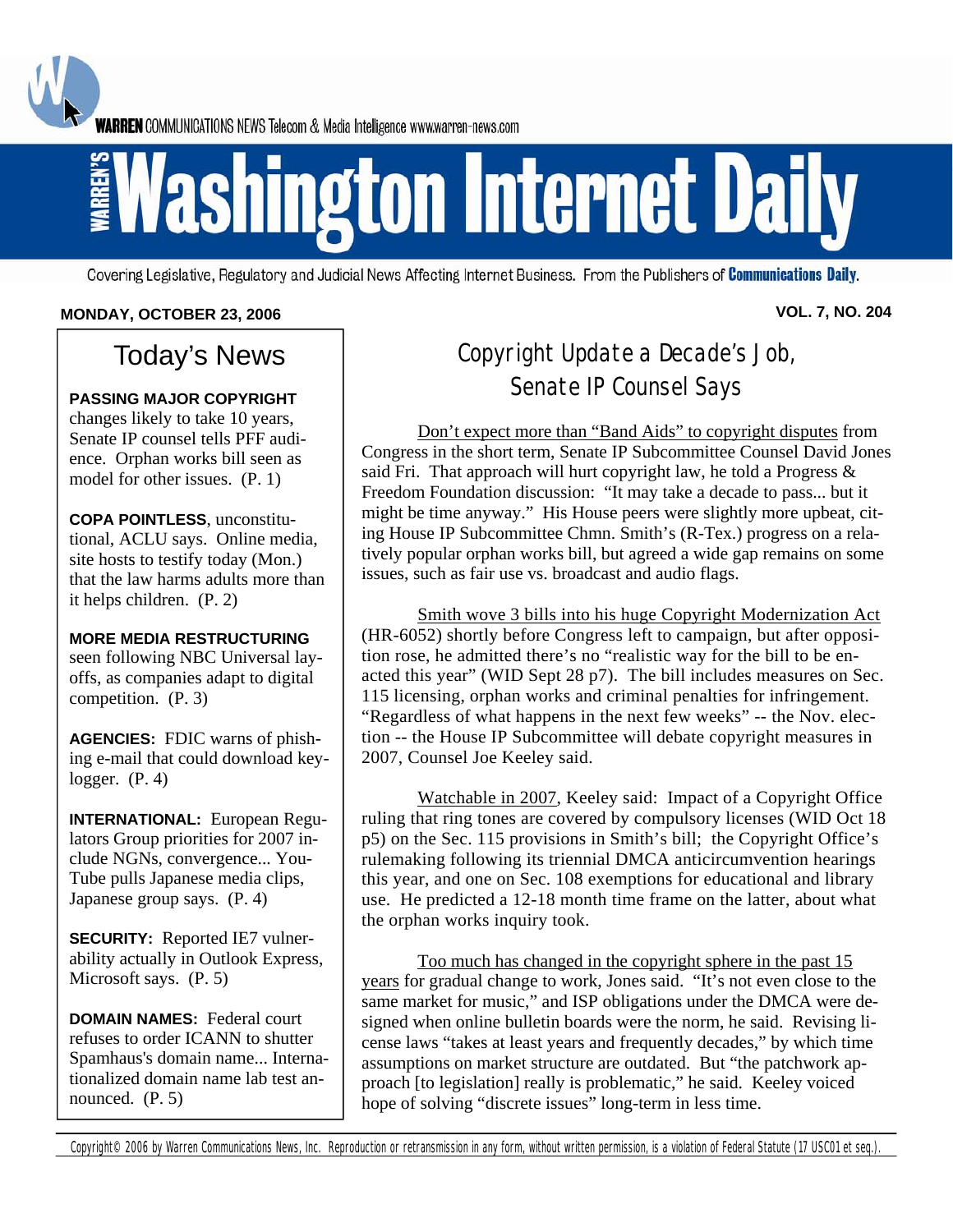WARREN COMMUNICATIONS NEWS Telecom & Media Intelligence www.warren-news.com

# Warren's Washington Internet Daily

Covering Legislative, Regulatory and Judicial News Affecting Internet Business. From the Publishers of **Communications Daily**.

**MONDAY, OCTOBER 23, 2006** **VOL. 7, NO. 204**

## Today's News

**PASSING MAJOR COPYRIGHT** changes likely to take 10 years, Senate IP counsel tells PFF audience. Orphan works bill seen as model for other issues. (P. 1)

**COPA POINTLESS**, unconstitutional, ACLU says. Online media, site hosts to testify today (Mon.) that the law harms adults more than it helps children. (P. 2)

**MORE MEDIA RESTRUCTURING** seen following NBC Universal layoffs, as companies adapt to digital competition. (P. 3)

**AGENCIES:** FDIC warns of phishing e-mail that could download keylogger. (P. 4)

**INTERNATIONAL:** European Regulators Group priorities for 2007 include NGNs, convergence... YouTube pulls Japanese media clips, Japanese group says. (P. 4)

**SECURITY:** Reported IE7 vulnerability actually in Outlook Express, Microsoft says. (P. 5)

**DOMAIN NAMES:** Federal court refuses to order ICANN to shutter Spamhaus's domain name... Internationalized domain name lab test announced. (P. 5)

## Copyright Update a Decade's Job, Senate IP Counsel Says

Don't expect more than "Band Aids" to copyright disputes from Congress in the short term, Senate IP Subcommittee Counsel David Jones said Fri. That approach will hurt copyright law, he told a Progress & Freedom Foundation discussion: "It may take a decade to pass... but it might be time anyway." His House peers were slightly more upbeat, citing House IP Subcommittee Chmn. Smith's (R-Tex.) progress on a relatively popular orphan works bill, but agreed a wide gap remains on some issues, such as fair use vs. broadcast and audio flags.

Smith wove 3 bills into his huge Copyright Modernization Act (HR-6052) shortly before Congress left to campaign, but after opposition rose, he admitted there's no "realistic way for the bill to be enacted this year" (WID Sept 28 p7). The bill includes measures on Sec. 115 licensing, orphan works and criminal penalties for infringement. "Regardless of what happens in the next few weeks" -- the Nov. election -- the House IP Subcommittee will debate copyright measures in 2007, Counsel Joe Keeley said.

Watchable in 2007, Keeley said: Impact of a Copyright Office ruling that ring tones are covered by compulsory licenses (WID Oct 18 p5) on the Sec. 115 provisions in Smith's bill; the Copyright Office's rulemaking following its triennial DMCA anticircumvention hearings this year, and one on Sec. 108 exemptions for educational and library use. He predicted a 12-18 month time frame on the latter, about what the orphan works inquiry took.

Too much has changed in the copyright sphere in the past 15 years for gradual change to work, Jones said. "It's not even close to the same market for music," and ISP obligations under the DMCA were designed when online bulletin boards were the norm, he said. Revising license laws "takes at least years and frequently decades," by which time assumptions on market structure are outdated. But "the patchwork approach [to legislation] really is problematic," he said. Keeley voiced hope of solving "discrete issues" long-term in less time.

Copyright© 2006 by Warren Communications News, Inc. Reproduction or retransmission in any form, without written permission, is a violation of Federal Statute (17 USC01 et seq.).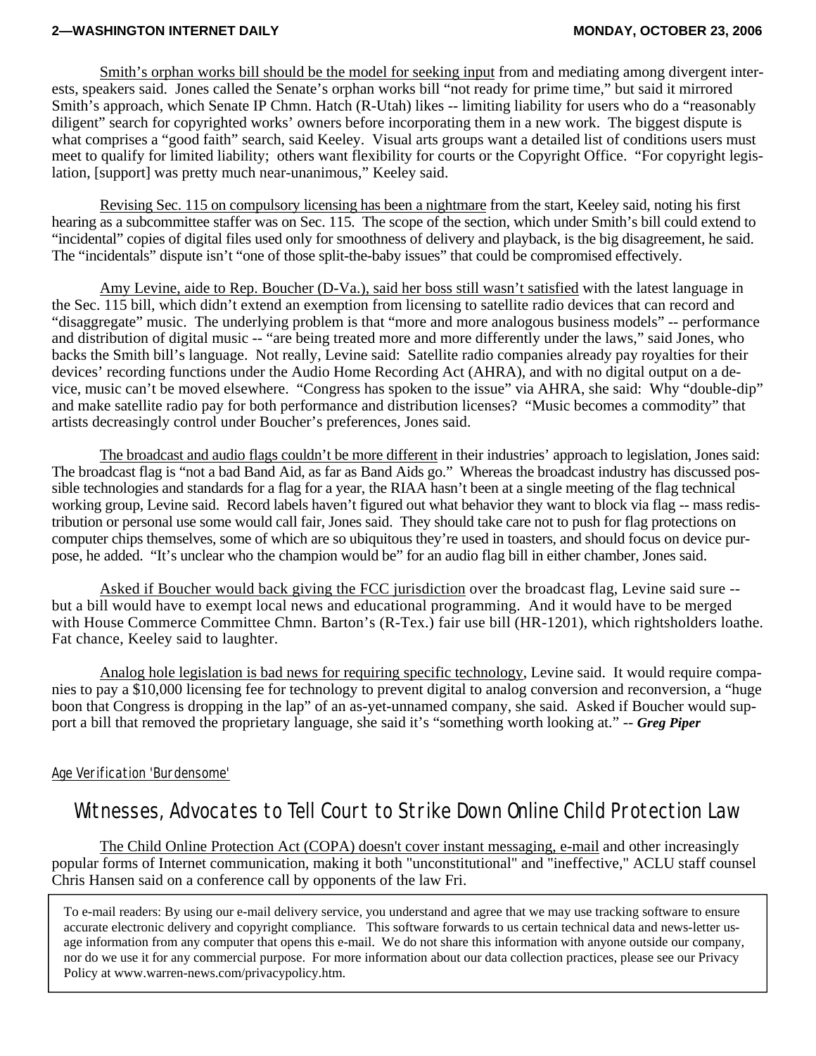Smith's orphan works bill should be the model for seeking input from and mediating among divergent interests, speakers said. Jones called the Senate's orphan works bill "not ready for prime time," but said it mirrored Smith's approach, which Senate IP Chmn. Hatch (R-Utah) likes -- limiting liability for users who do a "reasonably diligent" search for copyrighted works' owners before incorporating them in a new work. The biggest dispute is what comprises a "good faith" search, said Keeley. Visual arts groups want a detailed list of conditions users must meet to qualify for limited liability; others want flexibility for courts or the Copyright Office. "For copyright legislation, [support] was pretty much near-unanimous," Keeley said.

Revising Sec. 115 on compulsory licensing has been a nightmare from the start, Keeley said, noting his first hearing as a subcommittee staffer was on Sec. 115. The scope of the section, which under Smith's bill could extend to "incidental" copies of digital files used only for smoothness of delivery and playback, is the big disagreement, he said. The "incidentals" dispute isn't "one of those split-the-baby issues" that could be compromised effectively.

Amy Levine, aide to Rep. Boucher (D-Va.), said her boss still wasn't satisfied with the latest language in the Sec. 115 bill, which didn't extend an exemption from licensing to satellite radio devices that can record and "disaggregate" music. The underlying problem is that "more and more analogous business models" -- performance and distribution of digital music -- "are being treated more and more differently under the laws," said Jones, who backs the Smith bill's language. Not really, Levine said: Satellite radio companies already pay royalties for their devices' recording functions under the Audio Home Recording Act (AHRA), and with no digital output on a device, music can't be moved elsewhere. "Congress has spoken to the issue" via AHRA, she said: Why "double-dip" and make satellite radio pay for both performance and distribution licenses? "Music becomes a commodity" that artists decreasingly control under Boucher's preferences, Jones said.

The broadcast and audio flags couldn't be more different in their industries' approach to legislation, Jones said: The broadcast flag is "not a bad Band Aid, as far as Band Aids go." Whereas the broadcast industry has discussed possible technologies and standards for a flag for a year, the RIAA hasn't been at a single meeting of the flag technical working group, Levine said. Record labels haven't figured out what behavior they want to block via flag -- mass redistribution or personal use some would call fair, Jones said. They should take care not to push for flag protections on computer chips themselves, some of which are so ubiquitous they're used in toasters, and should focus on device purpose, he added. "It's unclear who the champion would be" for an audio flag bill in either chamber, Jones said.

Asked if Boucher would back giving the FCC jurisdiction over the broadcast flag, Levine said sure -- but a bill would have to exempt local news and educational programming. And it would have to be merged with House Commerce Committee Chmn. Barton's (R-Tex.) fair use bill (HR-1201), which rightsholders loathe. Fat chance, Keeley said to laughter.

Analog hole legislation is bad news for requiring specific technology, Levine said. It would require companies to pay a $10,000 licensing fee for technology to prevent digital to analog conversion and reconversion, a "huge boon that Congress is dropping in the lap" of an as-yet-unnamed company, she said. Asked if Boucher would support a bill that removed the proprietary language, she said it's "something worth looking at." -- ***Greg Piper***

*Age Verification 'Burdensome'*

## Witnesses, Advocates to Tell Court to Strike Down Online Child Protection Law

The Child Online Protection Act (COPA) doesn't cover instant messaging, e-mail and other increasingly popular forms of Internet communication, making it both "unconstitutional" and "ineffective," ACLU staff counsel Chris Hansen said on a conference call by opponents of the law Fri.

To e-mail readers: By using our e-mail delivery service, you understand and agree that we may use tracking software to ensure accurate electronic delivery and copyright compliance. This software forwards to us certain technical data and news-letter usage information from any computer that opens this e-mail. We do not share this information with anyone outside our company, nor do we use it for any commercial purpose. For more information about our data collection practices, please see our Privacy Policy at www.warren-news.com/privacypolicy.htm.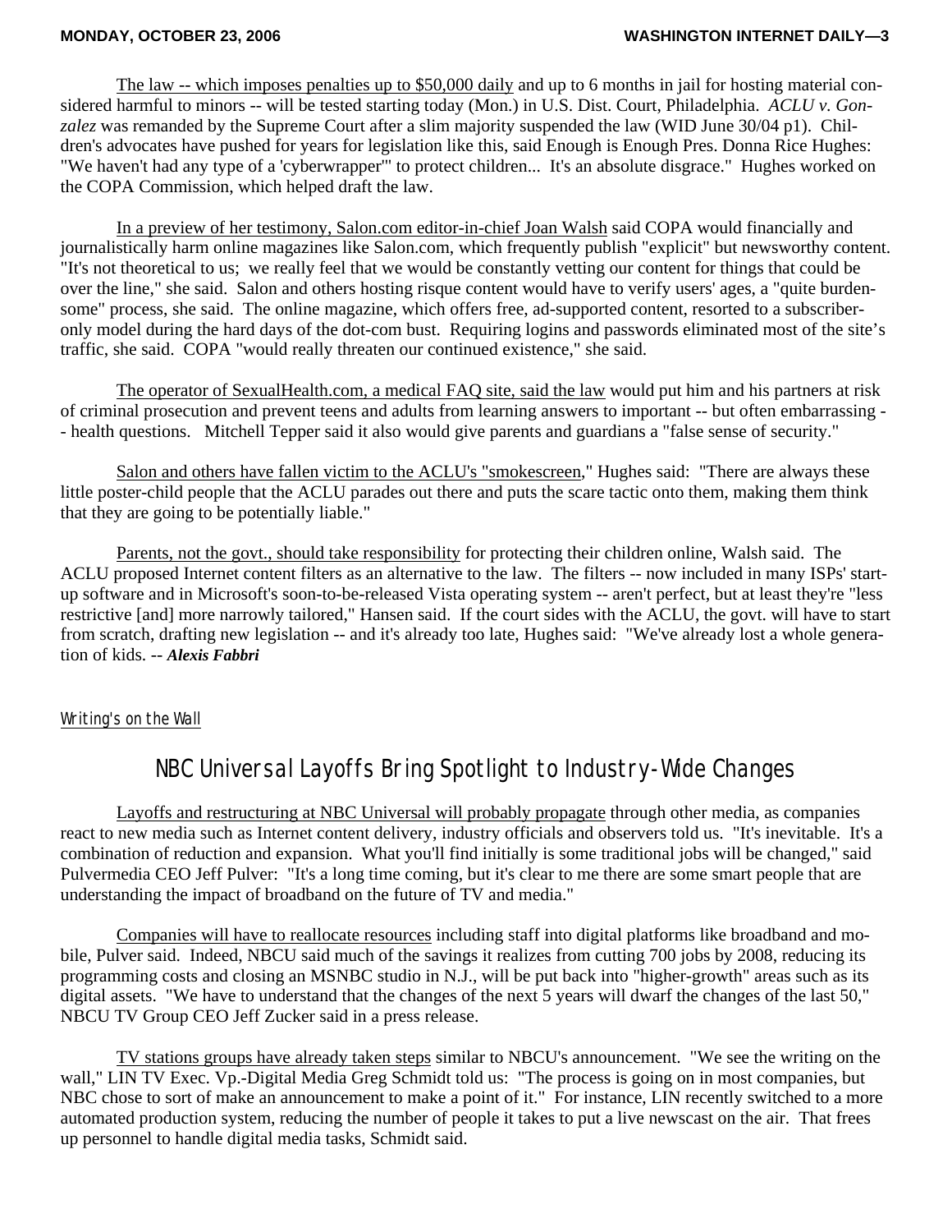The law -- which imposes penalties up to $50,000 daily and up to 6 months in jail for hosting material considered harmful to minors -- will be tested starting today (Mon.) in U.S. Dist. Court, Philadelphia. *ACLU v. Gonzalez* was remanded by the Supreme Court after a slim majority suspended the law (WID June 30/04 p1). Children's advocates have pushed for years for legislation like this, said Enough is Enough Pres. Donna Rice Hughes: "We haven't had any type of a 'cyberwrapper'" to protect children... It's an absolute disgrace." Hughes worked on the COPA Commission, which helped draft the law.

In a preview of her testimony, Salon.com editor-in-chief Joan Walsh said COPA would financially and journalistically harm online magazines like Salon.com, which frequently publish "explicit" but newsworthy content. "It's not theoretical to us; we really feel that we would be constantly vetting our content for things that could be over the line," she said. Salon and others hosting risque content would have to verify users' ages, a "quite burdensome" process, she said. The online magazine, which offers free, ad-supported content, resorted to a subscriber-only model during the hard days of the dot-com bust. Requiring logins and passwords eliminated most of the site's traffic, she said. COPA "would really threaten our continued existence," she said.

The operator of SexualHealth.com, a medical FAQ site, said the law would put him and his partners at risk of criminal prosecution and prevent teens and adults from learning answers to important -- but often embarrassing -- health questions. Mitchell Tepper said it also would give parents and guardians a "false sense of security."

Salon and others have fallen victim to the ACLU's "smokescreen," Hughes said: "There are always these little poster-child people that the ACLU parades out there and puts the scare tactic onto them, making them think that they are going to be potentially liable."

Parents, not the govt., should take responsibility for protecting their children online, Walsh said. The ACLU proposed Internet content filters as an alternative to the law. The filters -- now included in many ISPs' start-up software and in Microsoft's soon-to-be-released Vista operating system -- aren't perfect, but at least they're "less restrictive [and] more narrowly tailored," Hansen said. If the court sides with the ACLU, the govt. will have to start from scratch, drafting new legislation -- and it's already too late, Hughes said: "We've already lost a whole generation of kids. -- ***Alexis Fabbri***

*Writing's on the Wall*

## NBC Universal Layoffs Bring Spotlight to Industry-Wide Changes

Layoffs and restructuring at NBC Universal will probably propagate through other media, as companies react to new media such as Internet content delivery, industry officials and observers told us. "It's inevitable. It's a combination of reduction and expansion. What you'll find initially is some traditional jobs will be changed," said Pulvermedia CEO Jeff Pulver: "It's a long time coming, but it's clear to me there are some smart people that are understanding the impact of broadband on the future of TV and media."

Companies will have to reallocate resources including staff into digital platforms like broadband and mobile, Pulver said. Indeed, NBCU said much of the savings it realizes from cutting 700 jobs by 2008, reducing its programming costs and closing an MSNBC studio in N.J., will be put back into "higher-growth" areas such as its digital assets. "We have to understand that the changes of the next 5 years will dwarf the changes of the last 50," NBCU TV Group CEO Jeff Zucker said in a press release.

TV stations groups have already taken steps similar to NBCU's announcement. "We see the writing on the wall," LIN TV Exec. Vp.-Digital Media Greg Schmidt told us: "The process is going on in most companies, but NBC chose to sort of make an announcement to make a point of it." For instance, LIN recently switched to a more automated production system, reducing the number of people it takes to put a live newscast on the air. That frees up personnel to handle digital media tasks, Schmidt said.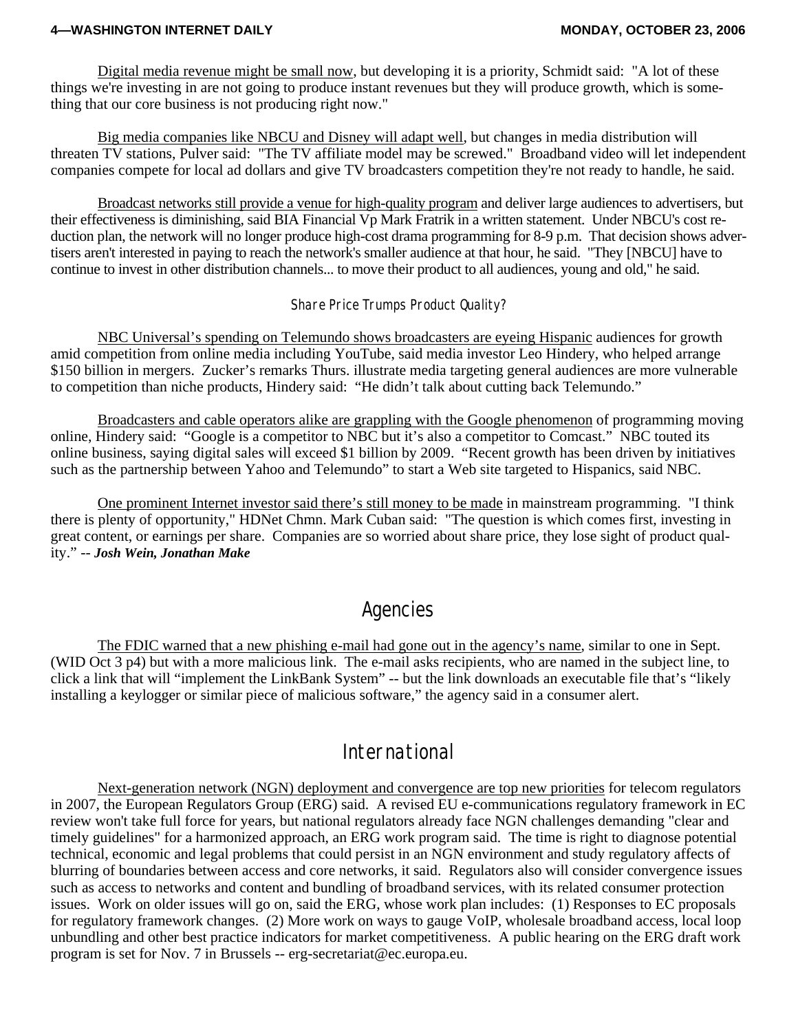Digital media revenue might be small now, but developing it is a priority, Schmidt said: "A lot of these things we're investing in are not going to produce instant revenues but they will produce growth, which is something that our core business is not producing right now."

Big media companies like NBCU and Disney will adapt well, but changes in media distribution will threaten TV stations, Pulver said: "The TV affiliate model may be screwed." Broadband video will let independent companies compete for local ad dollars and give TV broadcasters competition they're not ready to handle, he said.

Broadcast networks still provide a venue for high-quality program and deliver large audiences to advertisers, but their effectiveness is diminishing, said BIA Financial Vp Mark Fratrik in a written statement. Under NBCU's cost reduction plan, the network will no longer produce high-cost drama programming for 8-9 p.m. That decision shows advertisers aren't interested in paying to reach the network's smaller audience at that hour, he said. "They [NBCU] have to continue to invest in other distribution channels... to move their product to all audiences, young and old," he said.

### Share Price Trumps Product Quality?

NBC Universal's spending on Telemundo shows broadcasters are eyeing Hispanic audiences for growth amid competition from online media including YouTube, said media investor Leo Hindery, who helped arrange $150 billion in mergers. Zucker's remarks Thurs. illustrate media targeting general audiences are more vulnerable to competition than niche products, Hindery said: "He didn't talk about cutting back Telemundo."

Broadcasters and cable operators alike are grappling with the Google phenomenon of programming moving online, Hindery said: "Google is a competitor to NBC but it's also a competitor to Comcast." NBC touted its online business, saying digital sales will exceed $1 billion by 2009. "Recent growth has been driven by initiatives such as the partnership between Yahoo and Telemundo" to start a Web site targeted to Hispanics, said NBC.

One prominent Internet investor said there's still money to be made in mainstream programming. "I think there is plenty of opportunity," HDNet Chmn. Mark Cuban said: "The question is which comes first, investing in great content, or earnings per share. Companies are so worried about share price, they lose sight of product quality." -- ***Josh Wein, Jonathan Make***

## Agencies

The FDIC warned that a new phishing e-mail had gone out in the agency's name, similar to one in Sept. (WID Oct 3 p4) but with a more malicious link. The e-mail asks recipients, who are named in the subject line, to click a link that will "implement the LinkBank System" -- but the link downloads an executable file that's "likely installing a keylogger or similar piece of malicious software," the agency said in a consumer alert.

## International

Next-generation network (NGN) deployment and convergence are top new priorities for telecom regulators in 2007, the European Regulators Group (ERG) said. A revised EU e-communications regulatory framework in EC review won't take full force for years, but national regulators already face NGN challenges demanding "clear and timely guidelines" for a harmonized approach, an ERG work program said. The time is right to diagnose potential technical, economic and legal problems that could persist in an NGN environment and study regulatory affects of blurring of boundaries between access and core networks, it said. Regulators also will consider convergence issues such as access to networks and content and bundling of broadband services, with its related consumer protection issues. Work on older issues will go on, said the ERG, whose work plan includes: (1) Responses to EC proposals for regulatory framework changes. (2) More work on ways to gauge VoIP, wholesale broadband access, local loop unbundling and other best practice indicators for market competitiveness. A public hearing on the ERG draft work program is set for Nov. 7 in Brussels -- erg-secretariat@ec.europa.eu.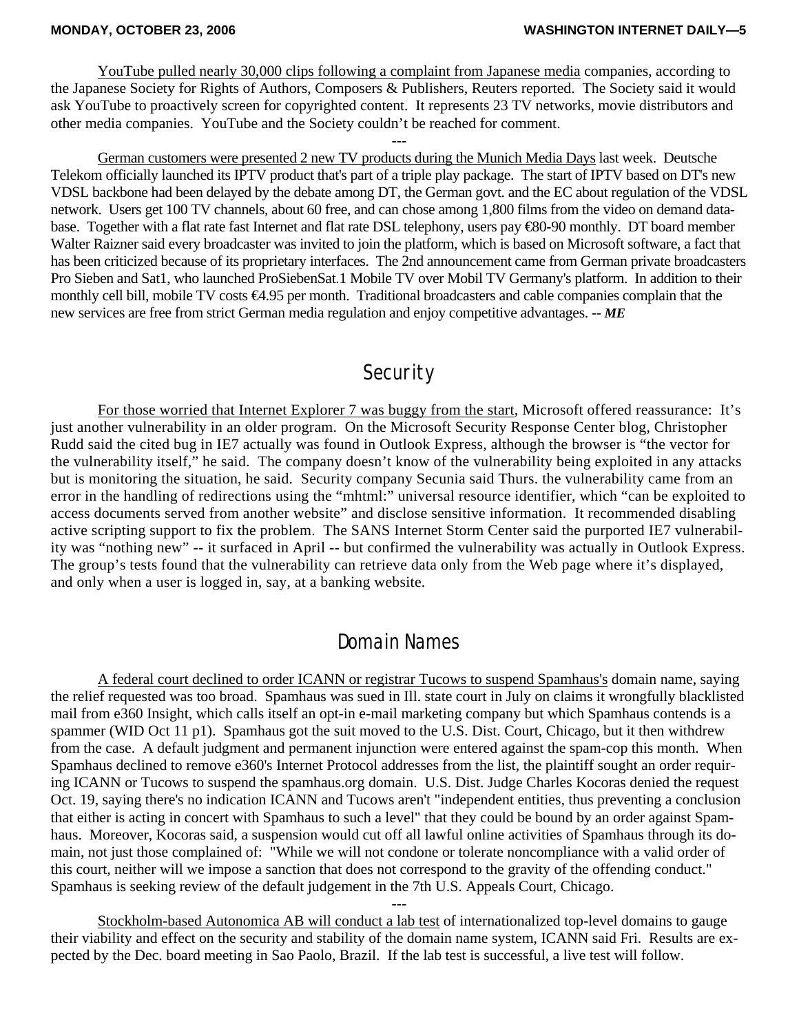<u>YouTube pulled nearly 30,000 clips following a complaint from Japanese media</u> companies, according to the Japanese Society for Rights of Authors, Composers & Publishers, Reuters reported. The Society said it would ask YouTube to proactively screen for copyrighted content. It represents 23 TV networks, movie distributors and other media companies. YouTube and the Society couldn't be reached for comment.

---

<u>German customers were presented 2 new TV products during the Munich Media Days</u> last week. Deutsche Telekom officially launched its IPTV product that's part of a triple play package. The start of IPTV based on DT's new VDSL backbone had been delayed by the debate among DT, the German govt. and the EC about regulation of the VDSL network. Users get 100 TV channels, about 60 free, and can chose among 1,800 films from the video on demand database. Together with a flat rate fast Internet and flat rate DSL telephony, users pay €80-90 monthly. DT board member Walter Raizner said every broadcaster was invited to join the platform, which is based on Microsoft software, a fact that has been criticized because of its proprietary interfaces. The 2nd announcement came from German private broadcasters Pro Sieben and Sat1, who launched ProSiebenSat.1 Mobile TV over Mobil TV Germany's platform. In addition to their monthly cell bill, mobile TV costs €4.95 per month. Traditional broadcasters and cable companies complain that the new services are free from strict German media regulation and enjoy competitive advantages. -- ***ME***

## Security

<u>For those worried that Internet Explorer 7 was buggy from the start</u>, Microsoft offered reassurance: It's just another vulnerability in an older program. On the Microsoft Security Response Center blog, Christopher Rudd said the cited bug in IE7 actually was found in Outlook Express, although the browser is "the vector for the vulnerability itself," he said. The company doesn't know of the vulnerability being exploited in any attacks but is monitoring the situation, he said. Security company Secunia said Thurs. the vulnerability came from an error in the handling of redirections using the "mhtml:" universal resource identifier, which "can be exploited to access documents served from another website" and disclose sensitive information. It recommended disabling active scripting support to fix the problem. The SANS Internet Storm Center said the purported IE7 vulnerability was "nothing new" -- it surfaced in April -- but confirmed the vulnerability was actually in Outlook Express. The group's tests found that the vulnerability can retrieve data only from the Web page where it's displayed, and only when a user is logged in, say, at a banking website.

## Domain Names

<u>A federal court declined to order ICANN or registrar Tucows to suspend Spamhaus's</u> domain name, saying the relief requested was too broad. Spamhaus was sued in Ill. state court in July on claims it wrongfully blacklisted mail from e360 Insight, which calls itself an opt-in e-mail marketing company but which Spamhaus contends is a spammer (WID Oct 11 p1). Spamhaus got the suit moved to the U.S. Dist. Court, Chicago, but it then withdrew from the case. A default judgment and permanent injunction were entered against the spam-cop this month. When Spamhaus declined to remove e360's Internet Protocol addresses from the list, the plaintiff sought an order requiring ICANN or Tucows to suspend the spamhaus.org domain. U.S. Dist. Judge Charles Kocoras denied the request Oct. 19, saying there's no indication ICANN and Tucows aren't "independent entities, thus preventing a conclusion that either is acting in concert with Spamhaus to such a level" that they could be bound by an order against Spamhaus. Moreover, Kocoras said, a suspension would cut off all lawful online activities of Spamhaus through its domain, not just those complained of: "While we will not condone or tolerate noncompliance with a valid order of this court, neither will we impose a sanction that does not correspond to the gravity of the offending conduct." Spamhaus is seeking review of the default judgement in the 7th U.S. Appeals Court, Chicago.

---

<u>Stockholm-based Autonomica AB will conduct a lab test</u> of internationalized top-level domains to gauge their viability and effect on the security and stability of the domain name system, ICANN said Fri. Results are expected by the Dec. board meeting in Sao Paolo, Brazil. If the lab test is successful, a live test will follow.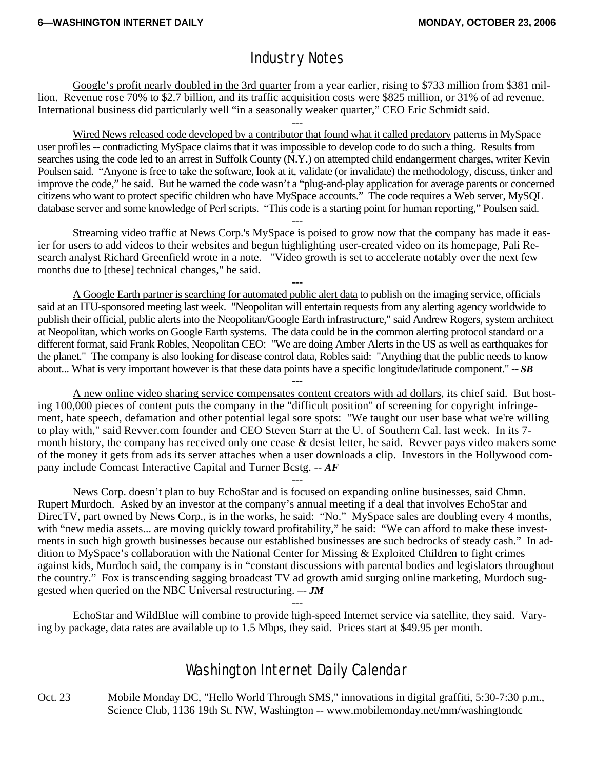# Industry Notes

Google's profit nearly doubled in the 3rd quarter from a year earlier, rising to $733 million from $381 million. Revenue rose 70% to $2.7 billion, and its traffic acquisition costs were $825 million, or 31% of ad revenue. International business did particularly well "in a seasonally weaker quarter," CEO Eric Schmidt said.

---

Wired News released code developed by a contributor that found what it called predatory patterns in MySpace user profiles -- contradicting MySpace claims that it was impossible to develop code to do such a thing. Results from searches using the code led to an arrest in Suffolk County (N.Y.) on attempted child endangerment charges, writer Kevin Poulsen said. "Anyone is free to take the software, look at it, validate (or invalidate) the methodology, discuss, tinker and improve the code," he said. But he warned the code wasn't a "plug-and-play application for average parents or concerned citizens who want to protect specific children who have MySpace accounts." The code requires a Web server, MySQL database server and some knowledge of Perl scripts. "This code is a starting point for human reporting," Poulsen said.

---

Streaming video traffic at News Corp.'s MySpace is poised to grow now that the company has made it easier for users to add videos to their websites and begun highlighting user-created video on its homepage, Pali Research analyst Richard Greenfield wrote in a note. "Video growth is set to accelerate notably over the next few months due to [these] technical changes," he said.

---

A Google Earth partner is searching for automated public alert data to publish on the imaging service, officials said at an ITU-sponsored meeting last week. "Neopolitan will entertain requests from any alerting agency worldwide to publish their official, public alerts into the Neopolitan/Google Earth infrastructure," said Andrew Rogers, system architect at Neopolitan, which works on Google Earth systems. The data could be in the common alerting protocol standard or a different format, said Frank Robles, Neopolitan CEO: "We are doing Amber Alerts in the US as well as earthquakes for the planet." The company is also looking for disease control data, Robles said: "Anything that the public needs to know about... What is very important however is that these data points have a specific longitude/latitude component." -- ***SB***

---

A new online video sharing service compensates content creators with ad dollars, its chief said. But hosting 100,000 pieces of content puts the company in the "difficult position" of screening for copyright infringement, hate speech, defamation and other potential legal sore spots: "We taught our user base what we're willing to play with," said Revver.com founder and CEO Steven Starr at the U. of Southern Cal. last week. In its 7-month history, the company has received only one cease & desist letter, he said. Revver pays video makers some of the money it gets from ads its server attaches when a user downloads a clip. Investors in the Hollywood company include Comcast Interactive Capital and Turner Bcstg. -- ***AF***

---

News Corp. doesn't plan to buy EchoStar and is focused on expanding online businesses, said Chmn. Rupert Murdoch. Asked by an investor at the company's annual meeting if a deal that involves EchoStar and DirecTV, part owned by News Corp., is in the works, he said: "No." MySpace sales are doubling every 4 months, with "new media assets... are moving quickly toward profitability," he said: "We can afford to make these investments in such high growth businesses because our established businesses are such bedrocks of steady cash." In addition to MySpace's collaboration with the National Center for Missing & Exploited Children to fight crimes against kids, Murdoch said, the company is in "constant discussions with parental bodies and legislators throughout the country." Fox is transcending sagging broadcast TV ad growth amid surging online marketing, Murdoch suggested when queried on the NBC Universal restructuring. –- ***JM***

---

EchoStar and WildBlue will combine to provide high-speed Internet service via satellite, they said. Varying by package, data rates are available up to 1.5 Mbps, they said. Prices start at $49.95 per month.

# Washington Internet Daily Calendar

Oct. 23 Mobile Monday DC, "Hello World Through SMS," innovations in digital graffiti, 5:30-7:30 p.m., Science Club, 1136 19th St. NW, Washington -- www.mobilemonday.net/mm/washingtondc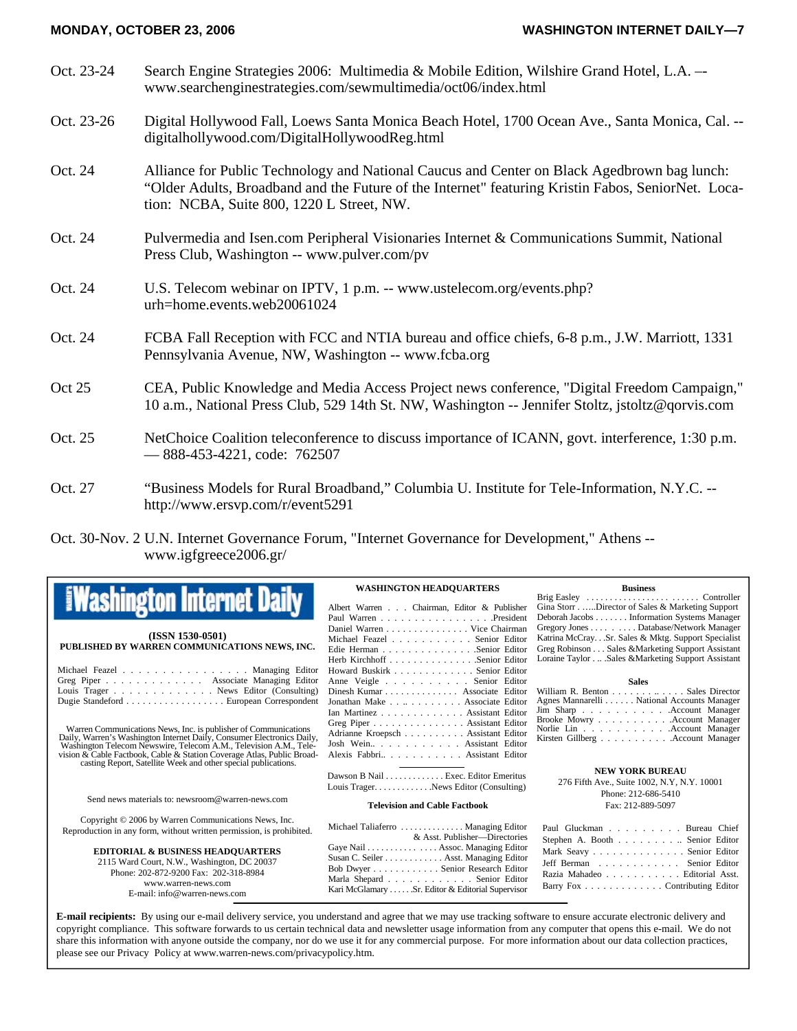Oct. 23-24 Search Engine Strategies 2006: Multimedia & Mobile Edition, Wilshire Grand Hotel, L.A. –- www.searchenginestrategies.com/sewmultimedia/oct06/index.html

Oct. 23-26 Digital Hollywood Fall, Loews Santa Monica Beach Hotel, 1700 Ocean Ave., Santa Monica, Cal. -- digitalhollywood.com/DigitalHollywoodReg.html

Oct. 24 Alliance for Public Technology and National Caucus and Center on Black Agedbrown bag lunch: "Older Adults, Broadband and the Future of the Internet" featuring Kristin Fabos, SeniorNet. Location: NCBA, Suite 800, 1220 L Street, NW.

Oct. 24 Pulvermedia and Isen.com Peripheral Visionaries Internet & Communications Summit, National Press Club, Washington -- www.pulver.com/pv

Oct. 24 U.S. Telecom webinar on IPTV, 1 p.m. -- www.ustelecom.org/events.php?urh=home.events.web20061024

Oct. 24 FCBA Fall Reception with FCC and NTIA bureau and office chiefs, 6-8 p.m., J.W. Marriott, 1331 Pennsylvania Avenue, NW, Washington -- www.fcba.org

Oct 25 CEA, Public Knowledge and Media Access Project news conference, "Digital Freedom Campaign," 10 a.m., National Press Club, 529 14th St. NW, Washington -- Jennifer Stoltz, jstoltz@qorvis.com

Oct. 25 NetChoice Coalition teleconference to discuss importance of ICANN, govt. interference, 1:30 p.m. — 888-453-4221, code: 762507

Oct. 27 "Business Models for Rural Broadband," Columbia U. Institute for Tele-Information, N.Y.C. -- http://www.ersvp.com/r/event5291

Oct. 30-Nov. 2 U.N. Internet Governance Forum, "Internet Governance for Development," Athens -- www.igfgreece2006.gr/

---

# Washington Internet Daily

**(ISSN 1530-0501)**
**PUBLISHED BY WARREN COMMUNICATIONS NEWS, INC.**

Michael Feazel . . . . Managing Editor
Greg Piper . . . . Associate Managing Editor
Louis Trager . . . . News Editor (Consulting)
Dugie Standeford . . . . European Correspondent

Warren Communications News, Inc. is publisher of Communications Daily, Warren's Washington Internet Daily, Consumer Electronics Daily, Washington Telecom Newswire, Telecom A.M., Television A.M., Television & Cable Factbook, Cable & Station Coverage Atlas, Public Broadcasting Report, Satellite Week and other special publications.

Send news materials to: newsroom@warren-news.com

Copyright © 2006 by Warren Communications News, Inc. Reproduction in any form, without written permission, is prohibited.

**EDITORIAL & BUSINESS HEADQUARTERS**
2115 Ward Court, N.W., Washington, DC 20037
Phone: 202-872-9200 Fax: 202-318-8984
www.warren-news.com
E-mail: info@warren-news.com

**WASHINGTON HEADQUARTERS**

Albert Warren . . . Chairman, Editor & Publisher
Paul Warren . . . . President
Daniel Warren . . . . Vice Chairman
Michael Feazel . . . . Senior Editor
Edie Herman . . . . Senior Editor
Herb Kirchhoff . . . . Senior Editor
Howard Buskirk . . . . Senior Editor
Anne Veigle . . . . Senior Editor
Dinesh Kumar . . . . Associate Editor
Jonathan Make . . . . Associate Editor
Ian Martinez . . . . Assistant Editor
Greg Piper . . . . Assistant Editor
Adrianne Kroepsch . . . . Assistant Editor
Josh Wein. . . . . Assistant Editor
Alexis Fabbri. . . . . Assistant Editor

Dawson B Nail . . . . Exec. Editor Emeritus
Louis Trager. . . . News Editor (Consulting)

**Television and Cable Factbook**

Michael Taliaferro . . . . Managing Editor & Asst. Publisher—Directories
Gaye Nail . . . . Assoc. Managing Editor
Susan C. Seiler . . . . Asst. Managing Editor
Bob Dwyer . . . . Senior Research Editor
Marla Shepard . . . . Senior Editor
Kari McGlamary . . . . Sr. Editor & Editorial Supervisor

**Business**

Brig Easley . . . . Controller
Gina Storr . . . . Director of Sales & Marketing Support
Deborah Jacobs . . . . Information Systems Manager
Gregory Jones . . . . Database/Network Manager
Katrina McCray. . . Sr. Sales & Mktg. Support Specialist
Greg Robinson . . . Sales &Marketing Support Assistant
Loraine Taylor . . . Sales &Marketing Support Assistant

**Sales**

William R. Benton . . . . Sales Director
Agnes Mannarelli . . . . National Accounts Manager
Jim Sharp . . . . Account Manager
Brooke Mowry . . . . Account Manager
Norlie Lin . . . . Account Manager
Kirsten Gillberg . . . . Account Manager

**NEW YORK BUREAU**
276 Fifth Ave., Suite 1002, N.Y, N.Y. 10001
Phone: 212-686-5410
Fax: 212-889-5097

Paul Gluckman . . . . Bureau Chief
Stephen A. Booth . . . . Senior Editor
Mark Seavy . . . . Senior Editor
Jeff Berman . . . . Senior Editor
Razia Mahadeo . . . . Editorial Asst.
Barry Fox . . . . Contributing Editor

**E-mail recipients:** By using our e-mail delivery service, you understand and agree that we may use tracking software to ensure accurate electronic delivery and copyright compliance. This software forwards to us certain technical data and newsletter usage information from any computer that opens this e-mail. We do not share this information with anyone outside the company, nor do we use it for any commercial purpose. For more information about our data collection practices, please see our Privacy Policy at www.warren-news.com/privacypolicy.htm.